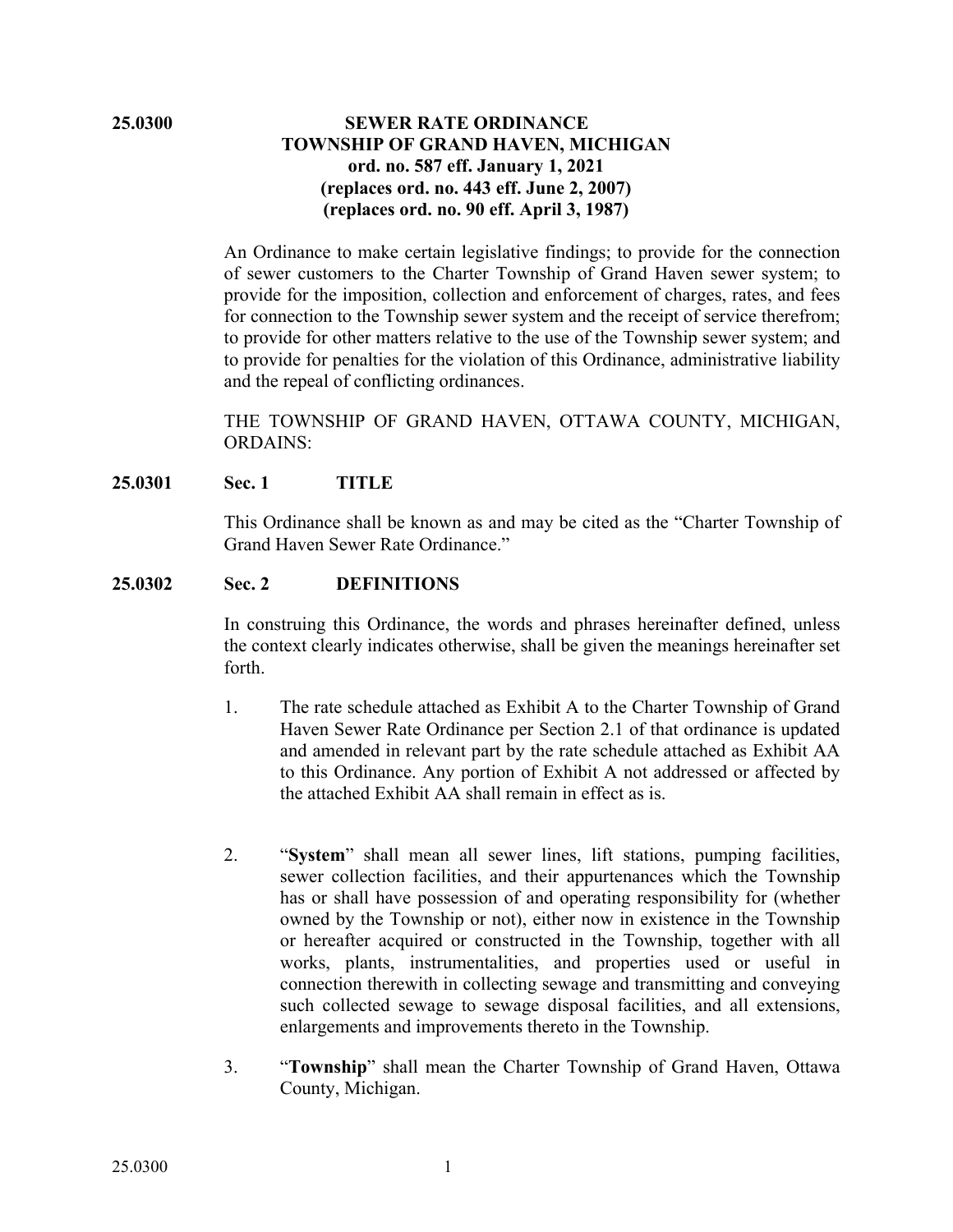**25.0300**

# SEWER RATE ORDINANCE
## TOWNSHIP OF GRAND HAVEN, MICHIGAN
**ord. no. 587 eff. January 1, 2021**
**(replaces ord. no. 443 eff. June 2, 2007)**
**(replaces ord. no. 90 eff. April 3, 1987)**

An Ordinance to make certain legislative findings; to provide for the connection of sewer customers to the Charter Township of Grand Haven sewer system; to provide for the imposition, collection and enforcement of charges, rates, and fees for connection to the Township sewer system and the receipt of service therefrom; to provide for other matters relative to the use of the Township sewer system; and to provide for penalties for the violation of this Ordinance, administrative liability and the repeal of conflicting ordinances.

THE TOWNSHIP OF GRAND HAVEN, OTTAWA COUNTY, MICHIGAN, ORDAINS:

### 25.0301 Sec. 1 TITLE

This Ordinance shall be known as and may be cited as the "Charter Township of Grand Haven Sewer Rate Ordinance."

### 25.0302 Sec. 2 DEFINITIONS

In construing this Ordinance, the words and phrases hereinafter defined, unless the context clearly indicates otherwise, shall be given the meanings hereinafter set forth.

1. The rate schedule attached as Exhibit A to the Charter Township of Grand Haven Sewer Rate Ordinance per Section 2.1 of that ordinance is updated and amended in relevant part by the rate schedule attached as Exhibit AA to this Ordinance. Any portion of Exhibit A not addressed or affected by the attached Exhibit AA shall remain in effect as is.

2. "**System**" shall mean all sewer lines, lift stations, pumping facilities, sewer collection facilities, and their appurtenances which the Township has or shall have possession of and operating responsibility for (whether owned by the Township or not), either now in existence in the Township or hereafter acquired or constructed in the Township, together with all works, plants, instrumentalities, and properties used or useful in connection therewith in collecting sewage and transmitting and conveying such collected sewage to sewage disposal facilities, and all extensions, enlargements and improvements thereto in the Township.

3. "**Township**" shall mean the Charter Township of Grand Haven, Ottawa County, Michigan.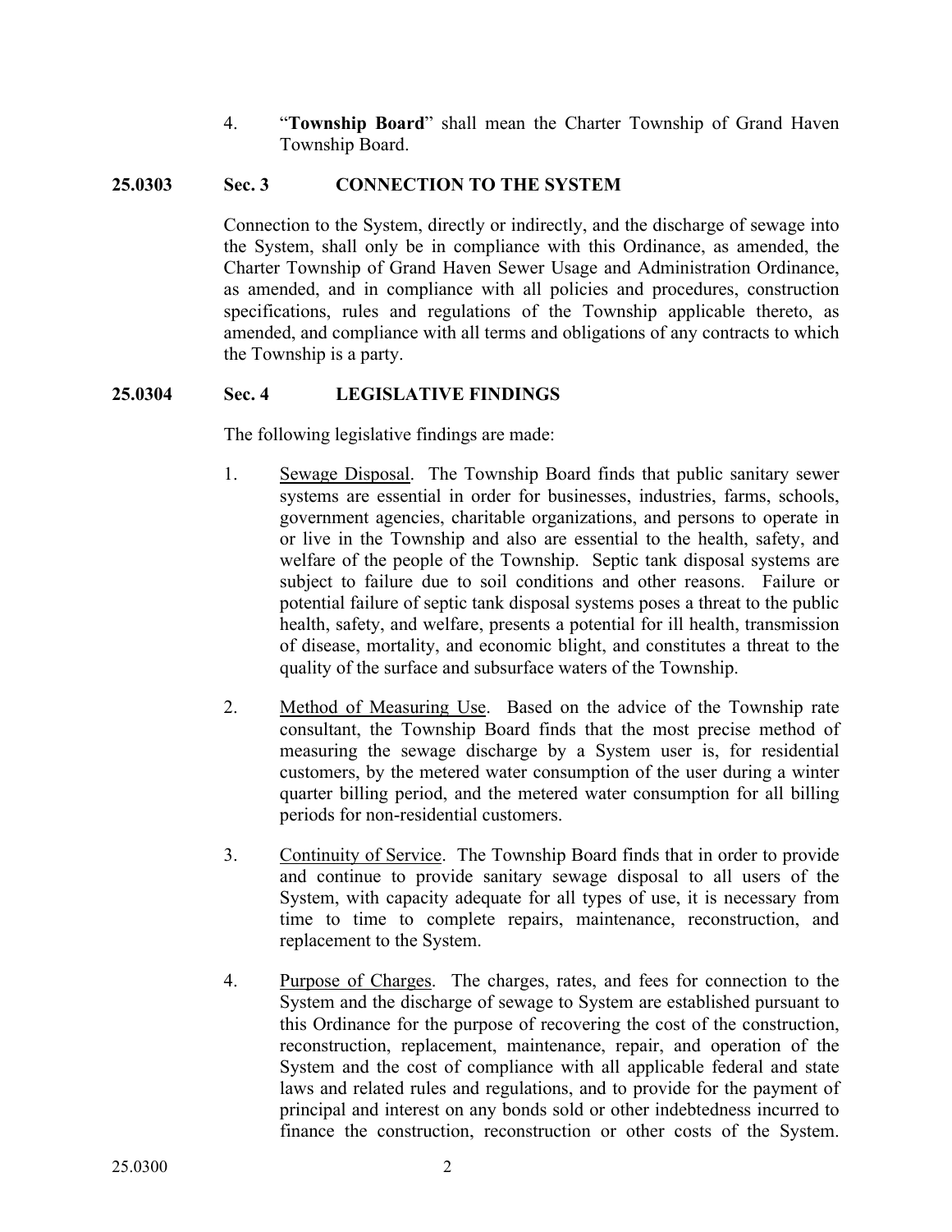4. "**Township Board**" shall mean the Charter Township of Grand Haven Township Board.

### 25.0303 Sec. 3 CONNECTION TO THE SYSTEM

Connection to the System, directly or indirectly, and the discharge of sewage into the System, shall only be in compliance with this Ordinance, as amended, the Charter Township of Grand Haven Sewer Usage and Administration Ordinance, as amended, and in compliance with all policies and procedures, construction specifications, rules and regulations of the Township applicable thereto, as amended, and compliance with all terms and obligations of any contracts to which the Township is a party.

### 25.0304 Sec. 4 LEGISLATIVE FINDINGS

The following legislative findings are made:

1. Sewage Disposal. The Township Board finds that public sanitary sewer systems are essential in order for businesses, industries, farms, schools, government agencies, charitable organizations, and persons to operate in or live in the Township and also are essential to the health, safety, and welfare of the people of the Township. Septic tank disposal systems are subject to failure due to soil conditions and other reasons. Failure or potential failure of septic tank disposal systems poses a threat to the public health, safety, and welfare, presents a potential for ill health, transmission of disease, mortality, and economic blight, and constitutes a threat to the quality of the surface and subsurface waters of the Township.

2. Method of Measuring Use. Based on the advice of the Township rate consultant, the Township Board finds that the most precise method of measuring the sewage discharge by a System user is, for residential customers, by the metered water consumption of the user during a winter quarter billing period, and the metered water consumption for all billing periods for non-residential customers.

3. Continuity of Service. The Township Board finds that in order to provide and continue to provide sanitary sewage disposal to all users of the System, with capacity adequate for all types of use, it is necessary from time to time to complete repairs, maintenance, reconstruction, and replacement to the System.

4. Purpose of Charges. The charges, rates, and fees for connection to the System and the discharge of sewage to System are established pursuant to this Ordinance for the purpose of recovering the cost of the construction, reconstruction, replacement, maintenance, repair, and operation of the System and the cost of compliance with all applicable federal and state laws and related rules and regulations, and to provide for the payment of principal and interest on any bonds sold or other indebtedness incurred to finance the construction, reconstruction or other costs of the System.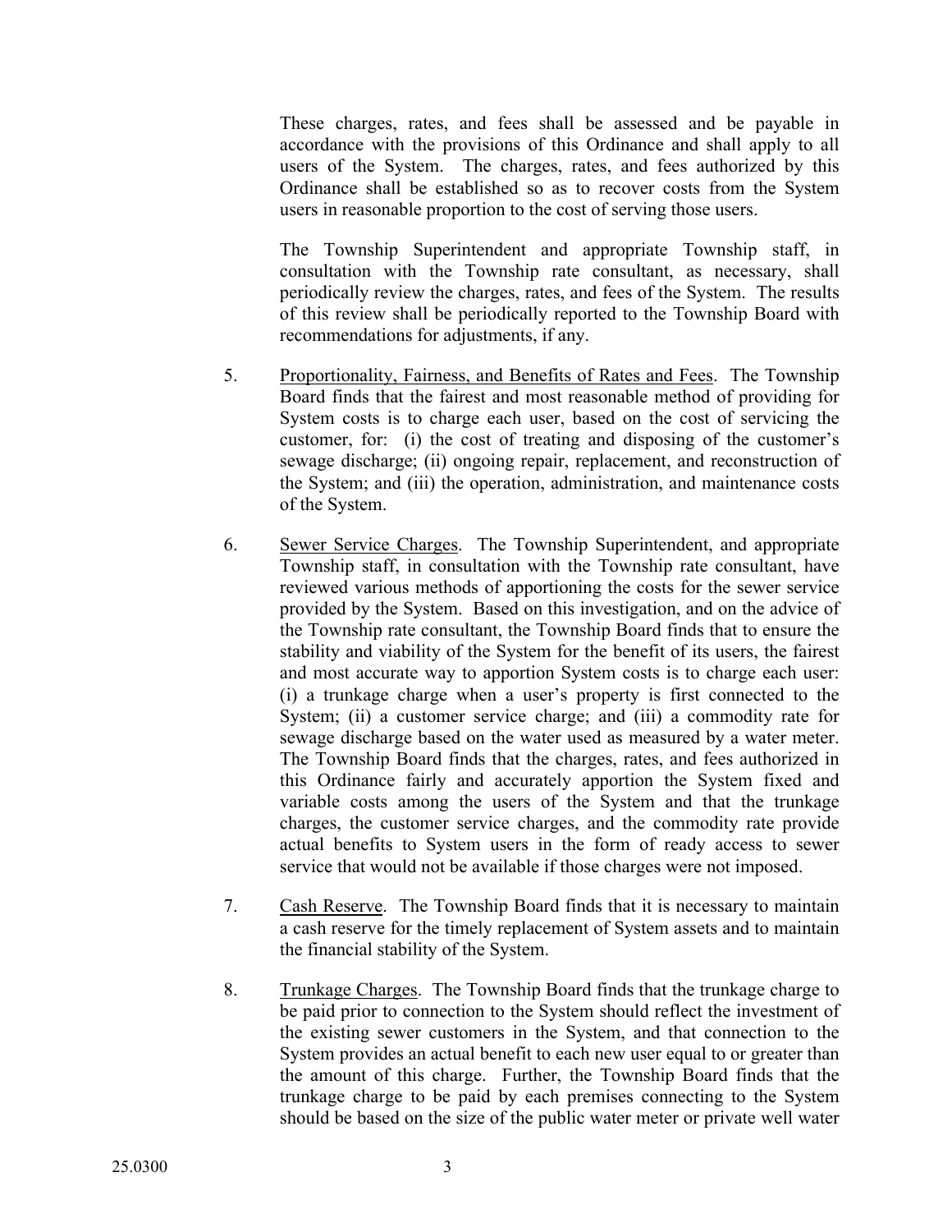These charges, rates, and fees shall be assessed and be payable in accordance with the provisions of this Ordinance and shall apply to all users of the System. The charges, rates, and fees authorized by this Ordinance shall be established so as to recover costs from the System users in reasonable proportion to the cost of serving those users.

The Township Superintendent and appropriate Township staff, in consultation with the Township rate consultant, as necessary, shall periodically review the charges, rates, and fees of the System. The results of this review shall be periodically reported to the Township Board with recommendations for adjustments, if any.

5. Proportionality, Fairness, and Benefits of Rates and Fees. The Township Board finds that the fairest and most reasonable method of providing for System costs is to charge each user, based on the cost of servicing the customer, for: (i) the cost of treating and disposing of the customer's sewage discharge; (ii) ongoing repair, replacement, and reconstruction of the System; and (iii) the operation, administration, and maintenance costs of the System.

6. Sewer Service Charges. The Township Superintendent, and appropriate Township staff, in consultation with the Township rate consultant, have reviewed various methods of apportioning the costs for the sewer service provided by the System. Based on this investigation, and on the advice of the Township rate consultant, the Township Board finds that to ensure the stability and viability of the System for the benefit of its users, the fairest and most accurate way to apportion System costs is to charge each user: (i) a trunkage charge when a user's property is first connected to the System; (ii) a customer service charge; and (iii) a commodity rate for sewage discharge based on the water used as measured by a water meter. The Township Board finds that the charges, rates, and fees authorized in this Ordinance fairly and accurately apportion the System fixed and variable costs among the users of the System and that the trunkage charges, the customer service charges, and the commodity rate provide actual benefits to System users in the form of ready access to sewer service that would not be available if those charges were not imposed.

7. Cash Reserve. The Township Board finds that it is necessary to maintain a cash reserve for the timely replacement of System assets and to maintain the financial stability of the System.

8. Trunkage Charges. The Township Board finds that the trunkage charge to be paid prior to connection to the System should reflect the investment of the existing sewer customers in the System, and that connection to the System provides an actual benefit to each new user equal to or greater than the amount of this charge. Further, the Township Board finds that the trunkage charge to be paid by each premises connecting to the System should be based on the size of the public water meter or private well water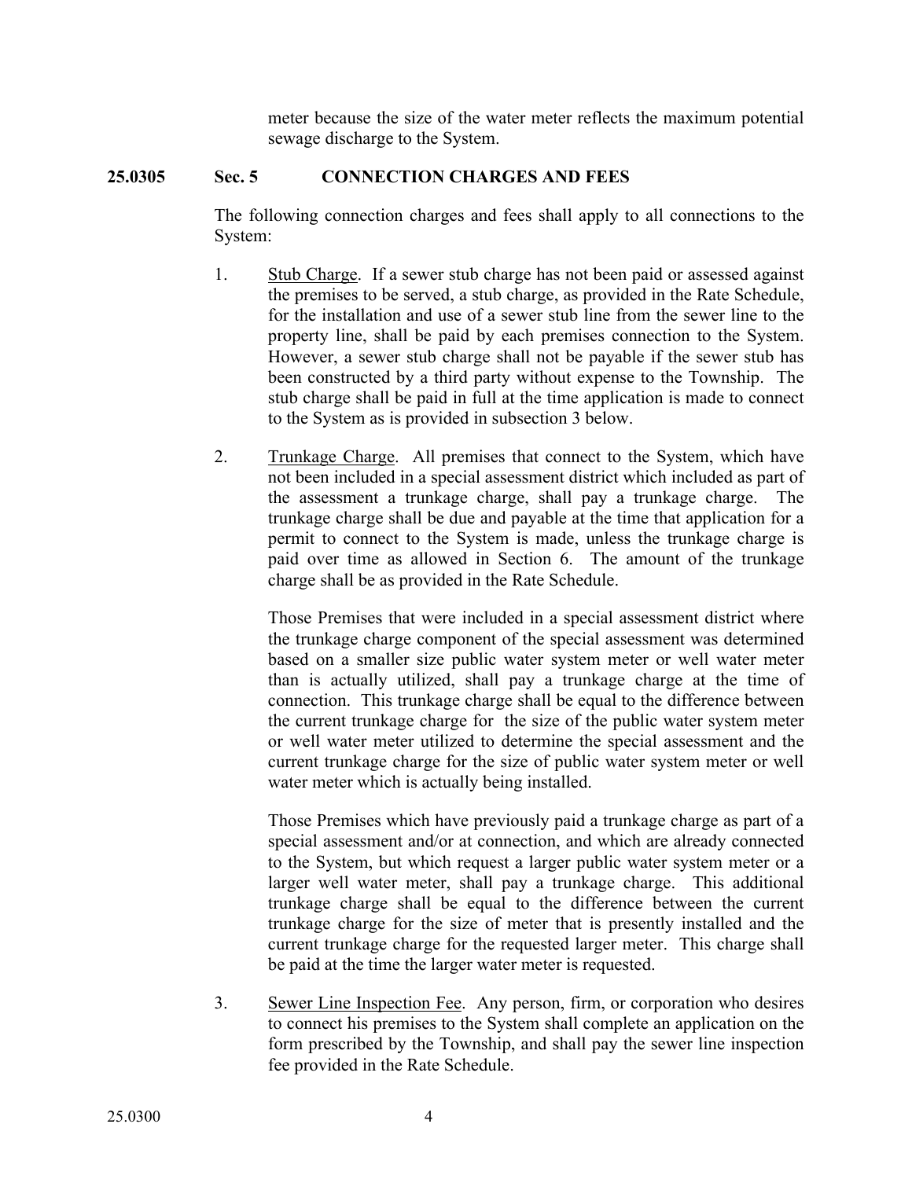meter because the size of the water meter reflects the maximum potential sewage discharge to the System.

## 25.0305 Sec. 5 CONNECTION CHARGES AND FEES

The following connection charges and fees shall apply to all connections to the System:

1. Stub Charge. If a sewer stub charge has not been paid or assessed against the premises to be served, a stub charge, as provided in the Rate Schedule, for the installation and use of a sewer stub line from the sewer line to the property line, shall be paid by each premises connection to the System. However, a sewer stub charge shall not be payable if the sewer stub has been constructed by a third party without expense to the Township. The stub charge shall be paid in full at the time application is made to connect to the System as is provided in subsection 3 below.

2. Trunkage Charge. All premises that connect to the System, which have not been included in a special assessment district which included as part of the assessment a trunkage charge, shall pay a trunkage charge. The trunkage charge shall be due and payable at the time that application for a permit to connect to the System is made, unless the trunkage charge is paid over time as allowed in Section 6. The amount of the trunkage charge shall be as provided in the Rate Schedule.

   Those Premises that were included in a special assessment district where the trunkage charge component of the special assessment was determined based on a smaller size public water system meter or well water meter than is actually utilized, shall pay a trunkage charge at the time of connection. This trunkage charge shall be equal to the difference between the current trunkage charge for the size of the public water system meter or well water meter utilized to determine the special assessment and the current trunkage charge for the size of public water system meter or well water meter which is actually being installed.

   Those Premises which have previously paid a trunkage charge as part of a special assessment and/or at connection, and which are already connected to the System, but which request a larger public water system meter or a larger well water meter, shall pay a trunkage charge. This additional trunkage charge shall be equal to the difference between the current trunkage charge for the size of meter that is presently installed and the current trunkage charge for the requested larger meter. This charge shall be paid at the time the larger water meter is requested.

3. Sewer Line Inspection Fee. Any person, firm, or corporation who desires to connect his premises to the System shall complete an application on the form prescribed by the Township, and shall pay the sewer line inspection fee provided in the Rate Schedule.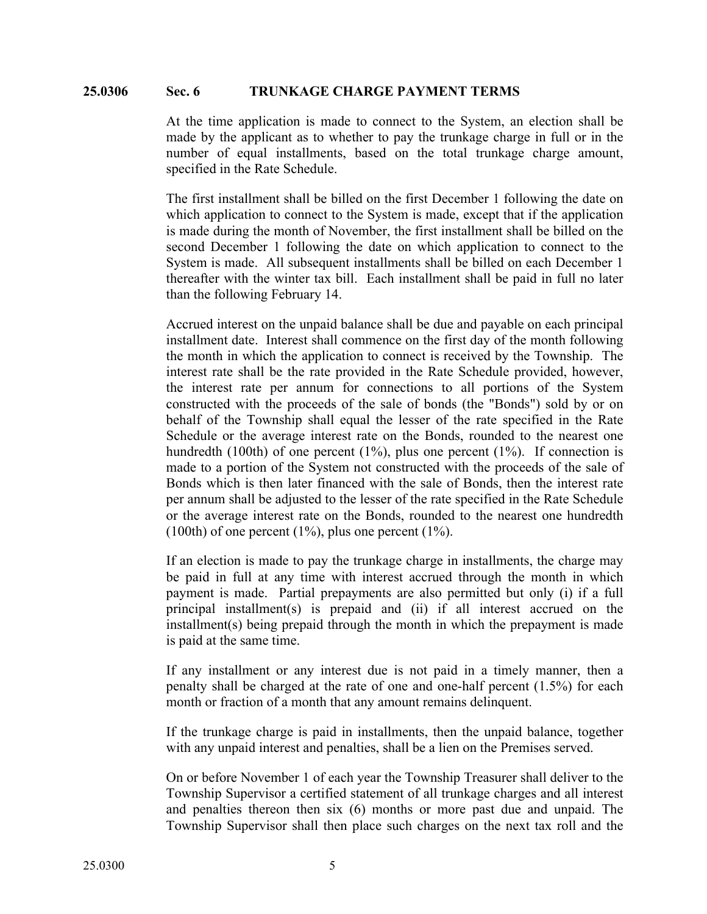### 25.0306 Sec. 6 TRUNKAGE CHARGE PAYMENT TERMS

At the time application is made to connect to the System, an election shall be made by the applicant as to whether to pay the trunkage charge in full or in the number of equal installments, based on the total trunkage charge amount, specified in the Rate Schedule.

The first installment shall be billed on the first December 1 following the date on which application to connect to the System is made, except that if the application is made during the month of November, the first installment shall be billed on the second December 1 following the date on which application to connect to the System is made. All subsequent installments shall be billed on each December 1 thereafter with the winter tax bill. Each installment shall be paid in full no later than the following February 14.

Accrued interest on the unpaid balance shall be due and payable on each principal installment date. Interest shall commence on the first day of the month following the month in which the application to connect is received by the Township. The interest rate shall be the rate provided in the Rate Schedule provided, however, the interest rate per annum for connections to all portions of the System constructed with the proceeds of the sale of bonds (the "Bonds") sold by or on behalf of the Township shall equal the lesser of the rate specified in the Rate Schedule or the average interest rate on the Bonds, rounded to the nearest one hundredth (100th) of one percent (1%), plus one percent (1%). If connection is made to a portion of the System not constructed with the proceeds of the sale of Bonds which is then later financed with the sale of Bonds, then the interest rate per annum shall be adjusted to the lesser of the rate specified in the Rate Schedule or the average interest rate on the Bonds, rounded to the nearest one hundredth (100th) of one percent (1%), plus one percent (1%).

If an election is made to pay the trunkage charge in installments, the charge may be paid in full at any time with interest accrued through the month in which payment is made. Partial prepayments are also permitted but only (i) if a full principal installment(s) is prepaid and (ii) if all interest accrued on the installment(s) being prepaid through the month in which the prepayment is made is paid at the same time.

If any installment or any interest due is not paid in a timely manner, then a penalty shall be charged at the rate of one and one-half percent (1.5%) for each month or fraction of a month that any amount remains delinquent.

If the trunkage charge is paid in installments, then the unpaid balance, together with any unpaid interest and penalties, shall be a lien on the Premises served.

On or before November 1 of each year the Township Treasurer shall deliver to the Township Supervisor a certified statement of all trunkage charges and all interest and penalties thereon then six (6) months or more past due and unpaid. The Township Supervisor shall then place such charges on the next tax roll and the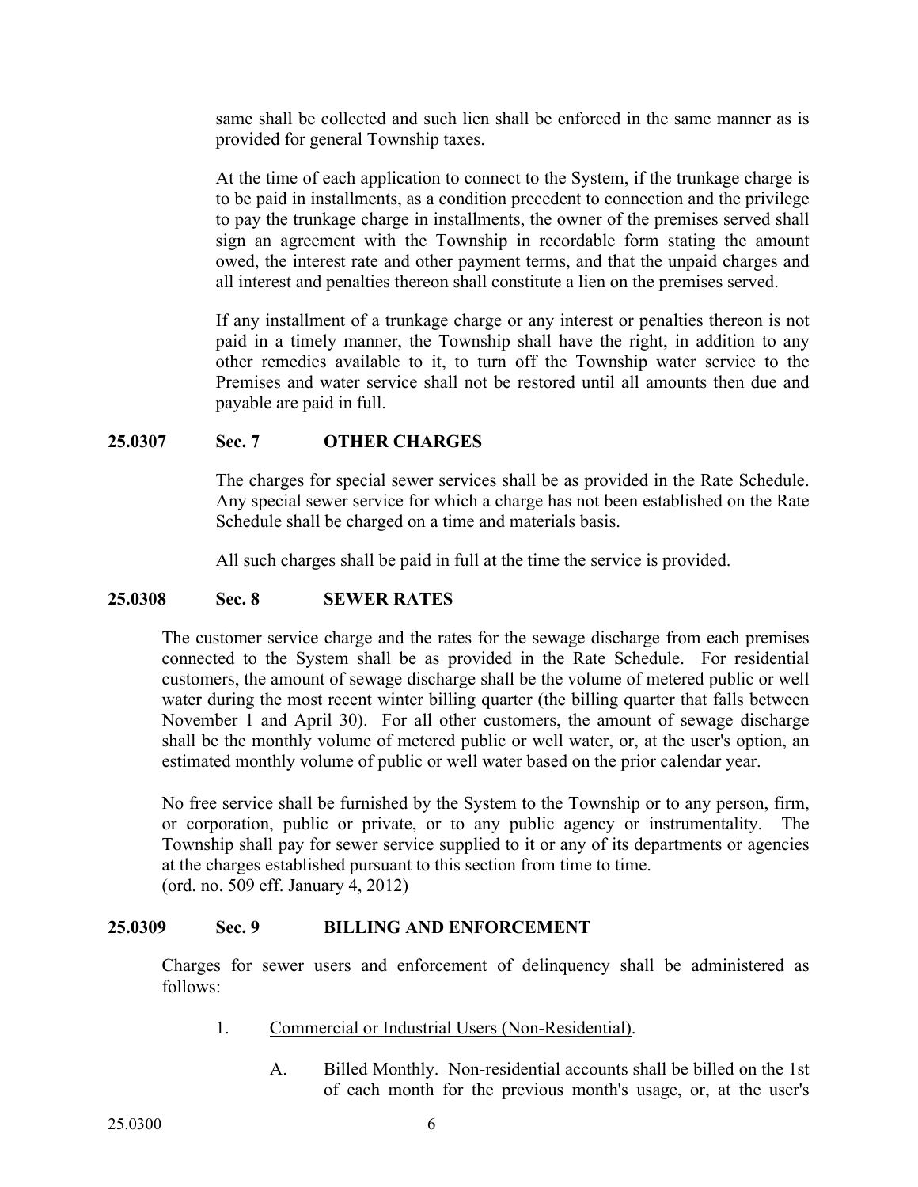same shall be collected and such lien shall be enforced in the same manner as is provided for general Township taxes.

At the time of each application to connect to the System, if the trunkage charge is to be paid in installments, as a condition precedent to connection and the privilege to pay the trunkage charge in installments, the owner of the premises served shall sign an agreement with the Township in recordable form stating the amount owed, the interest rate and other payment terms, and that the unpaid charges and all interest and penalties thereon shall constitute a lien on the premises served.

If any installment of a trunkage charge or any interest or penalties thereon is not paid in a timely manner, the Township shall have the right, in addition to any other remedies available to it, to turn off the Township water service to the Premises and water service shall not be restored until all amounts then due and payable are paid in full.

**25.0307 Sec. 7 OTHER CHARGES**

The charges for special sewer services shall be as provided in the Rate Schedule. Any special sewer service for which a charge has not been established on the Rate Schedule shall be charged on a time and materials basis.

All such charges shall be paid in full at the time the service is provided.

**25.0308 Sec. 8 SEWER RATES**

The customer service charge and the rates for the sewage discharge from each premises connected to the System shall be as provided in the Rate Schedule. For residential customers, the amount of sewage discharge shall be the volume of metered public or well water during the most recent winter billing quarter (the billing quarter that falls between November 1 and April 30). For all other customers, the amount of sewage discharge shall be the monthly volume of metered public or well water, or, at the user's option, an estimated monthly volume of public or well water based on the prior calendar year.

No free service shall be furnished by the System to the Township or to any person, firm, or corporation, public or private, or to any public agency or instrumentality. The Township shall pay for sewer service supplied to it or any of its departments or agencies at the charges established pursuant to this section from time to time.
(ord. no. 509 eff. January 4, 2012)

**25.0309 Sec. 9 BILLING AND ENFORCEMENT**

Charges for sewer users and enforcement of delinquency shall be administered as follows:

1. Commercial or Industrial Users (Non-Residential).

   A. Billed Monthly. Non-residential accounts shall be billed on the 1st of each month for the previous month's usage, or, at the user's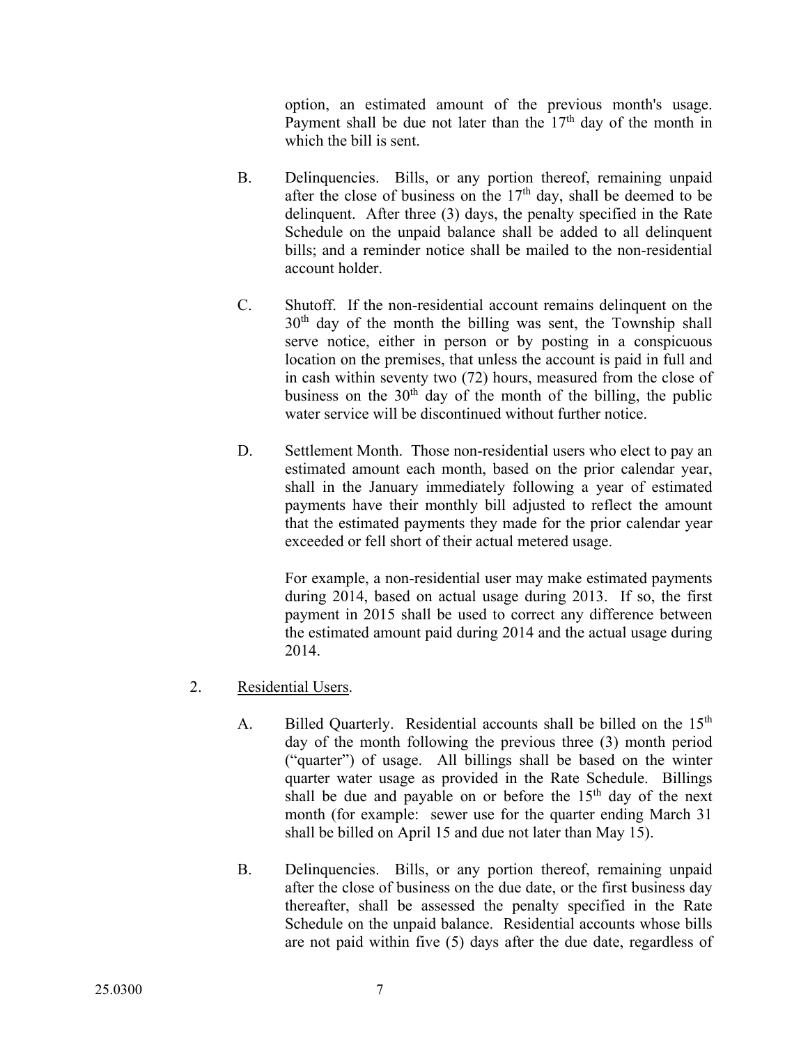option, an estimated amount of the previous month's usage. Payment shall be due not later than the 17th day of the month in which the bill is sent.

B. Delinquencies. Bills, or any portion thereof, remaining unpaid after the close of business on the 17th day, shall be deemed to be delinquent. After three (3) days, the penalty specified in the Rate Schedule on the unpaid balance shall be added to all delinquent bills; and a reminder notice shall be mailed to the non-residential account holder.

C. Shutoff. If the non-residential account remains delinquent on the 30th day of the month the billing was sent, the Township shall serve notice, either in person or by posting in a conspicuous location on the premises, that unless the account is paid in full and in cash within seventy two (72) hours, measured from the close of business on the 30th day of the month of the billing, the public water service will be discontinued without further notice.

D. Settlement Month. Those non-residential users who elect to pay an estimated amount each month, based on the prior calendar year, shall in the January immediately following a year of estimated payments have their monthly bill adjusted to reflect the amount that the estimated payments they made for the prior calendar year exceeded or fell short of their actual metered usage.

For example, a non-residential user may make estimated payments during 2014, based on actual usage during 2013. If so, the first payment in 2015 shall be used to correct any difference between the estimated amount paid during 2014 and the actual usage during 2014.

2. Residential Users.

A. Billed Quarterly. Residential accounts shall be billed on the 15th day of the month following the previous three (3) month period ("quarter") of usage. All billings shall be based on the winter quarter water usage as provided in the Rate Schedule. Billings shall be due and payable on or before the 15th day of the next month (for example: sewer use for the quarter ending March 31 shall be billed on April 15 and due not later than May 15).

B. Delinquencies. Bills, or any portion thereof, remaining unpaid after the close of business on the due date, or the first business day thereafter, shall be assessed the penalty specified in the Rate Schedule on the unpaid balance. Residential accounts whose bills are not paid within five (5) days after the due date, regardless of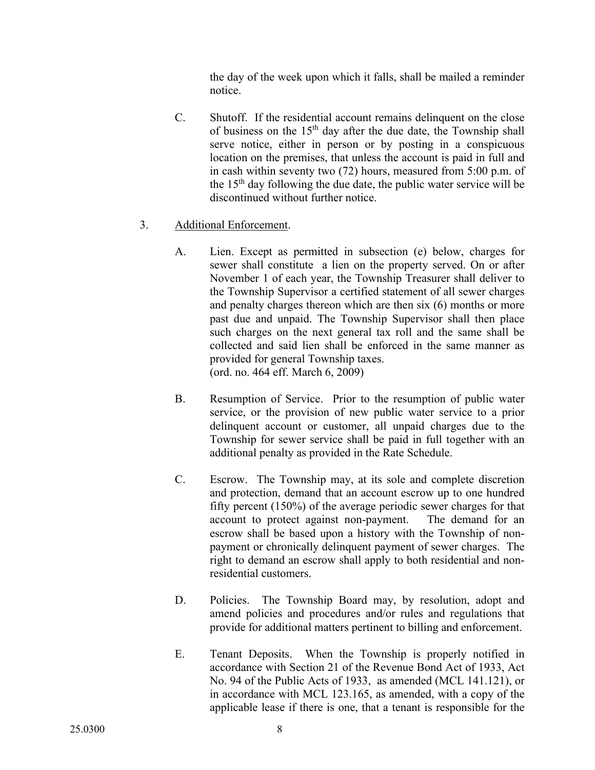the day of the week upon which it falls, shall be mailed a reminder notice.

C. Shutoff. If the residential account remains delinquent on the close of business on the 15th day after the due date, the Township shall serve notice, either in person or by posting in a conspicuous location on the premises, that unless the account is paid in full and in cash within seventy two (72) hours, measured from 5:00 p.m. of the 15th day following the due date, the public water service will be discontinued without further notice.

3. Additional Enforcement.

A. Lien. Except as permitted in subsection (e) below, charges for sewer shall constitute a lien on the property served. On or after November 1 of each year, the Township Treasurer shall deliver to the Township Supervisor a certified statement of all sewer charges and penalty charges thereon which are then six (6) months or more past due and unpaid. The Township Supervisor shall then place such charges on the next general tax roll and the same shall be collected and said lien shall be enforced in the same manner as provided for general Township taxes.
(ord. no. 464 eff. March 6, 2009)

B. Resumption of Service. Prior to the resumption of public water service, or the provision of new public water service to a prior delinquent account or customer, all unpaid charges due to the Township for sewer service shall be paid in full together with an additional penalty as provided in the Rate Schedule.

C. Escrow. The Township may, at its sole and complete discretion and protection, demand that an account escrow up to one hundred fifty percent (150%) of the average periodic sewer charges for that account to protect against non-payment. The demand for an escrow shall be based upon a history with the Township of non-payment or chronically delinquent payment of sewer charges. The right to demand an escrow shall apply to both residential and non-residential customers.

D. Policies. The Township Board may, by resolution, adopt and amend policies and procedures and/or rules and regulations that provide for additional matters pertinent to billing and enforcement.

E. Tenant Deposits. When the Township is properly notified in accordance with Section 21 of the Revenue Bond Act of 1933, Act No. 94 of the Public Acts of 1933, as amended (MCL 141.121), or in accordance with MCL 123.165, as amended, with a copy of the applicable lease if there is one, that a tenant is responsible for the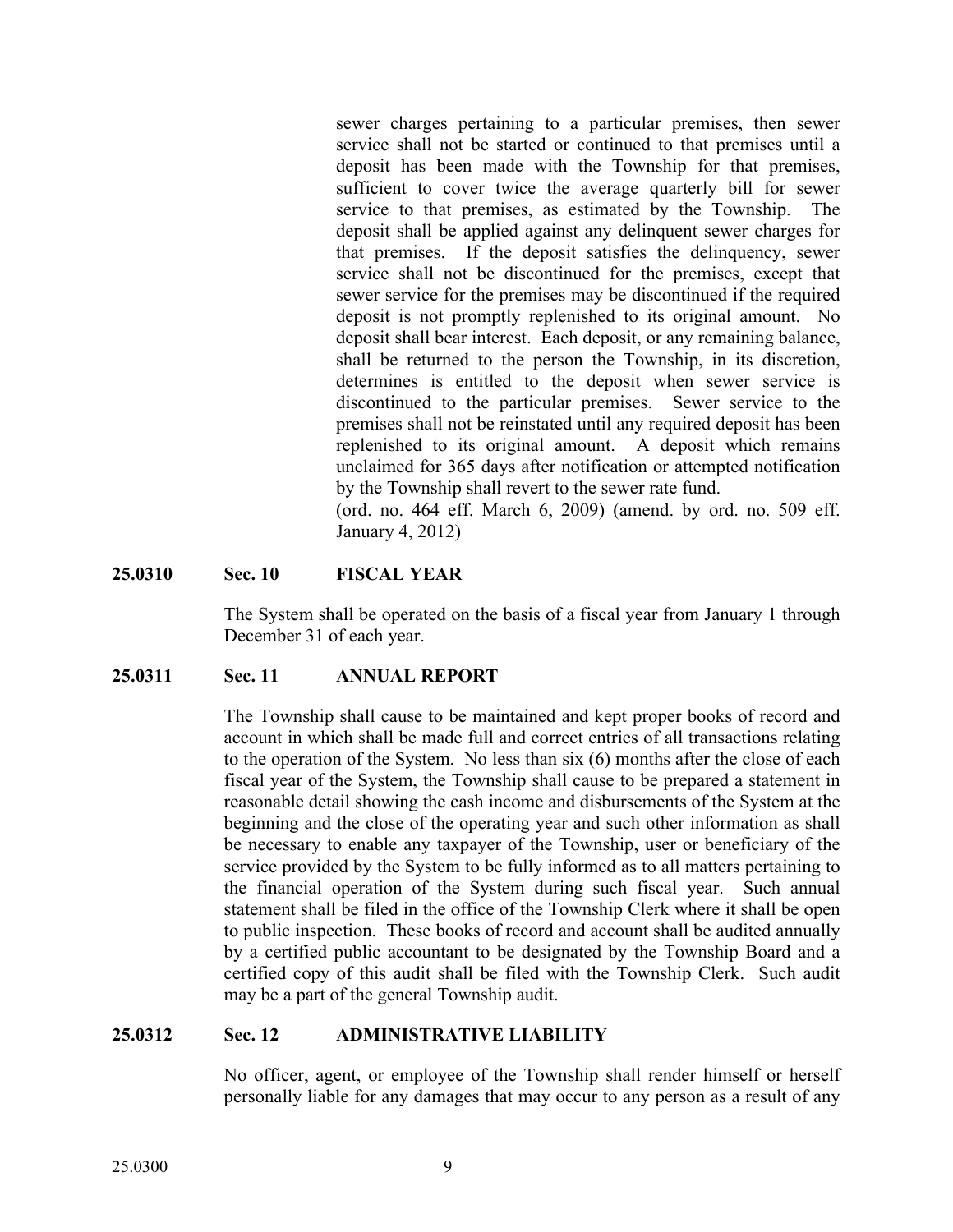sewer charges pertaining to a particular premises, then sewer service shall not be started or continued to that premises until a deposit has been made with the Township for that premises, sufficient to cover twice the average quarterly bill for sewer service to that premises, as estimated by the Township. The deposit shall be applied against any delinquent sewer charges for that premises. If the deposit satisfies the delinquency, sewer service shall not be discontinued for the premises, except that sewer service for the premises may be discontinued if the required deposit is not promptly replenished to its original amount. No deposit shall bear interest. Each deposit, or any remaining balance, shall be returned to the person the Township, in its discretion, determines is entitled to the deposit when sewer service is discontinued to the particular premises. Sewer service to the premises shall not be reinstated until any required deposit has been replenished to its original amount. A deposit which remains unclaimed for 365 days after notification or attempted notification by the Township shall revert to the sewer rate fund.
(ord. no. 464 eff. March 6, 2009) (amend. by ord. no. 509 eff. January 4, 2012)

**25.0310 Sec. 10 FISCAL YEAR**

The System shall be operated on the basis of a fiscal year from January 1 through December 31 of each year.

**25.0311 Sec. 11 ANNUAL REPORT**

The Township shall cause to be maintained and kept proper books of record and account in which shall be made full and correct entries of all transactions relating to the operation of the System. No less than six (6) months after the close of each fiscal year of the System, the Township shall cause to be prepared a statement in reasonable detail showing the cash income and disbursements of the System at the beginning and the close of the operating year and such other information as shall be necessary to enable any taxpayer of the Township, user or beneficiary of the service provided by the System to be fully informed as to all matters pertaining to the financial operation of the System during such fiscal year. Such annual statement shall be filed in the office of the Township Clerk where it shall be open to public inspection. These books of record and account shall be audited annually by a certified public accountant to be designated by the Township Board and a certified copy of this audit shall be filed with the Township Clerk. Such audit may be a part of the general Township audit.

**25.0312 Sec. 12 ADMINISTRATIVE LIABILITY**

No officer, agent, or employee of the Township shall render himself or herself personally liable for any damages that may occur to any person as a result of any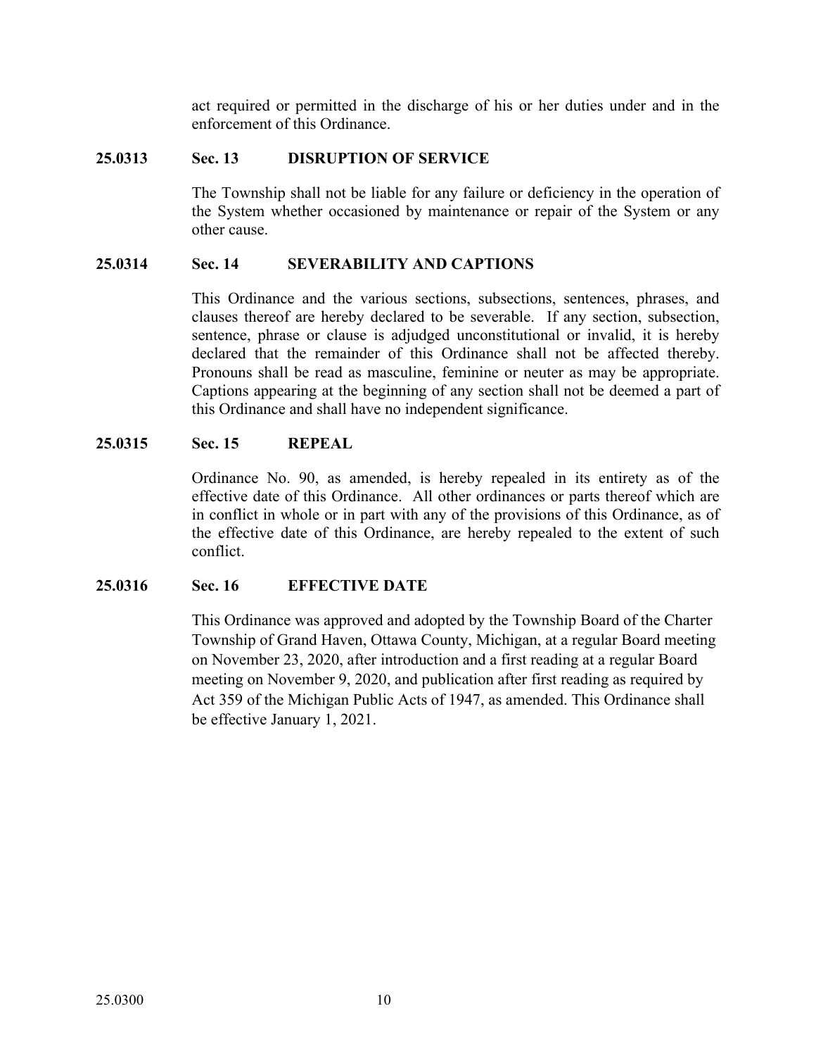act required or permitted in the discharge of his or her duties under and in the enforcement of this Ordinance.

**25.0313 Sec. 13 DISRUPTION OF SERVICE**

The Township shall not be liable for any failure or deficiency in the operation of the System whether occasioned by maintenance or repair of the System or any other cause.

**25.0314 Sec. 14 SEVERABILITY AND CAPTIONS**

This Ordinance and the various sections, subsections, sentences, phrases, and clauses thereof are hereby declared to be severable. If any section, subsection, sentence, phrase or clause is adjudged unconstitutional or invalid, it is hereby declared that the remainder of this Ordinance shall not be affected thereby. Pronouns shall be read as masculine, feminine or neuter as may be appropriate. Captions appearing at the beginning of any section shall not be deemed a part of this Ordinance and shall have no independent significance.

**25.0315 Sec. 15 REPEAL**

Ordinance No. 90, as amended, is hereby repealed in its entirety as of the effective date of this Ordinance. All other ordinances or parts thereof which are in conflict in whole or in part with any of the provisions of this Ordinance, as of the effective date of this Ordinance, are hereby repealed to the extent of such conflict.

**25.0316 Sec. 16 EFFECTIVE DATE**

This Ordinance was approved and adopted by the Township Board of the Charter Township of Grand Haven, Ottawa County, Michigan, at a regular Board meeting on November 23, 2020, after introduction and a first reading at a regular Board meeting on November 9, 2020, and publication after first reading as required by Act 359 of the Michigan Public Acts of 1947, as amended. This Ordinance shall be effective January 1, 2021.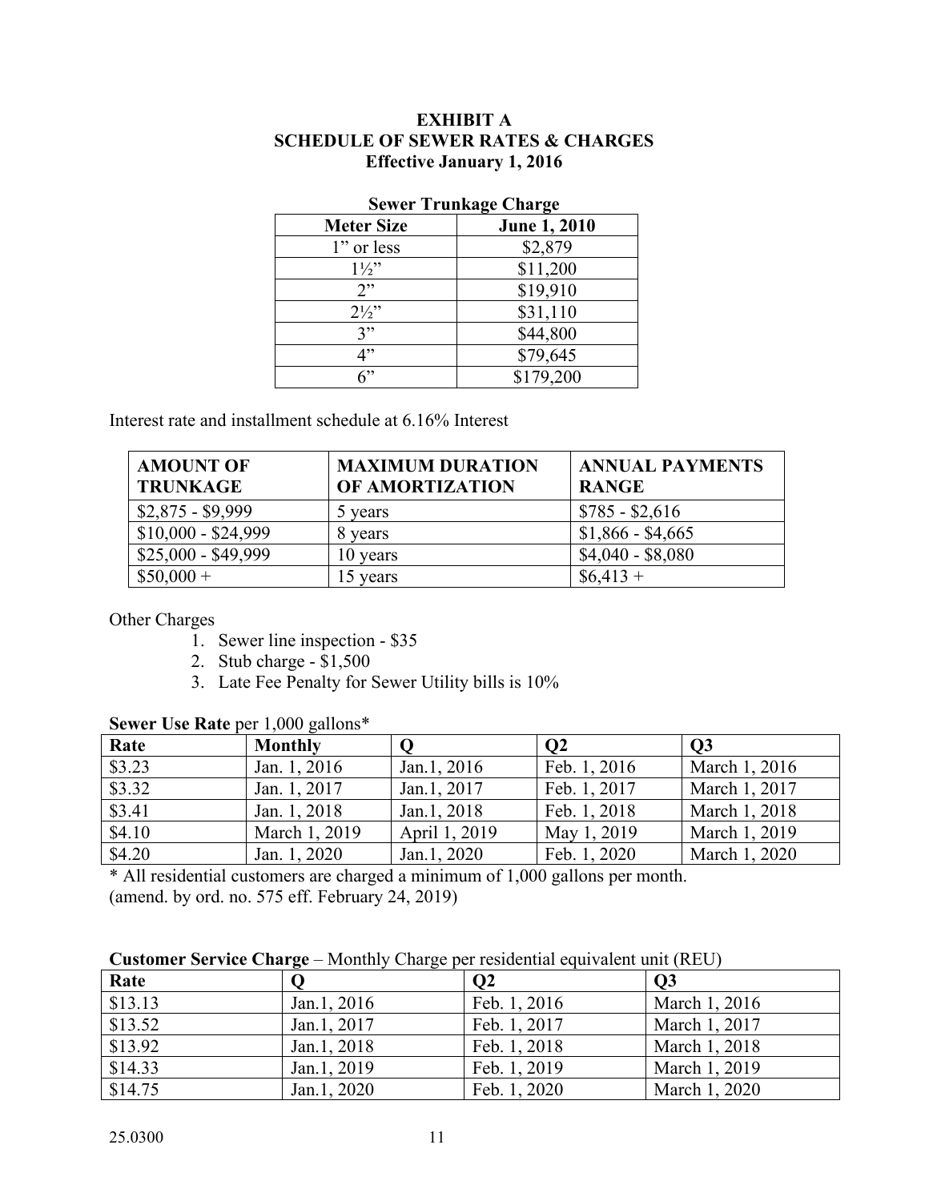# EXHIBIT A
## SCHEDULE OF SEWER RATES & CHARGES
### Effective January 1, 2016

**Sewer Trunkage Charge**

| Meter Size | June 1, 2010 |
|---|---|
| 1” or less | $2,879 |
| 1½” | $11,200 |
| 2” | $19,910 |
| 2½” | $31,110 |
| 3” | $44,800 |
| 4” | $79,645 |
| 6” | $179,200 |

Interest rate and installment schedule at 6.16% Interest

| AMOUNT OF TRUNKAGE | MAXIMUM DURATION OF AMORTIZATION | ANNUAL PAYMENTS RANGE |
|---|---|---|
| $2,875 - $9,999 | 5 years | $785 - $2,616 |
| $10,000 - $24,999 | 8 years | $1,866 - $4,665 |
| $25,000 - $49,999 | 10 years | $4,040 - $8,080 |
| $50,000 + | 15 years | $6,413 + |

Other Charges

1. Sewer line inspection - $35
2. Stub charge - $1,500
3. Late Fee Penalty for Sewer Utility bills is 10%

**Sewer Use Rate** per 1,000 gallons*

| Rate | Monthly | Q | Q2 | Q3 |
|---|---|---|---|---|
| $3.23 | Jan. 1, 2016 | Jan.1, 2016 | Feb. 1, 2016 | March 1, 2016 |
| $3.32 | Jan. 1, 2017 | Jan.1, 2017 | Feb. 1, 2017 | March 1, 2017 |
| $3.41 | Jan. 1, 2018 | Jan.1, 2018 | Feb. 1, 2018 | March 1, 2018 |
| $4.10 | March 1, 2019 | April 1, 2019 | May 1, 2019 | March 1, 2019 |
| $4.20 | Jan. 1, 2020 | Jan.1, 2020 | Feb. 1, 2020 | March 1, 2020 |

* All residential customers are charged a minimum of 1,000 gallons per month.
(amend. by ord. no. 575 eff. February 24, 2019)

**Customer Service Charge** – Monthly Charge per residential equivalent unit (REU)

| Rate | Q | Q2 | Q3 |
|---|---|---|---|
| $13.13 | Jan.1, 2016 | Feb. 1, 2016 | March 1, 2016 |
| $13.52 | Jan.1, 2017 | Feb. 1, 2017 | March 1, 2017 |
| $13.92 | Jan.1, 2018 | Feb. 1, 2018 | March 1, 2018 |
| $14.33 | Jan.1, 2019 | Feb. 1, 2019 | March 1, 2019 |
| $14.75 | Jan.1, 2020 | Feb. 1, 2020 | March 1, 2020 |

25.0300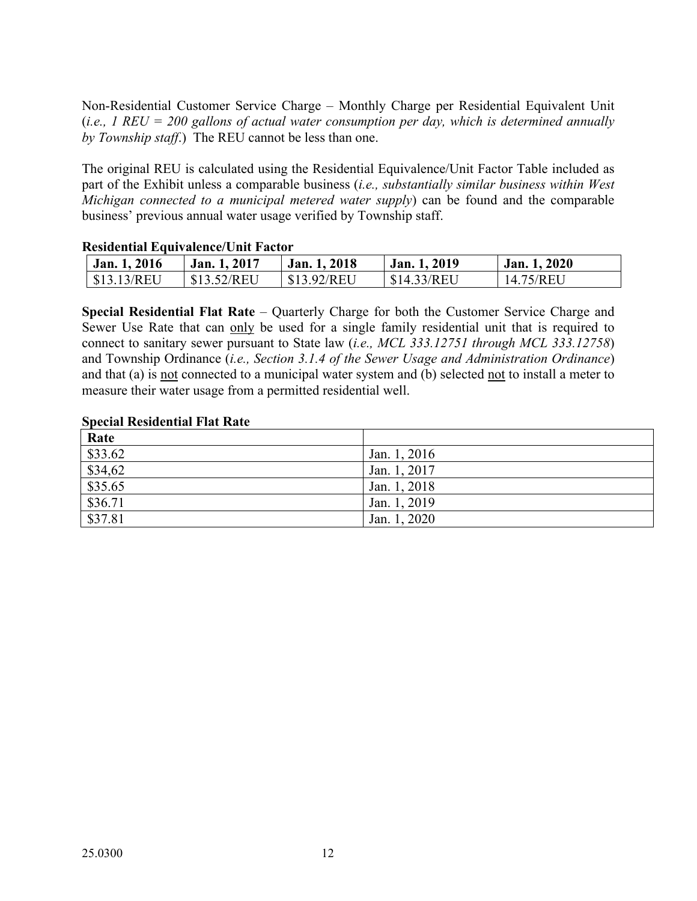Non-Residential Customer Service Charge – Monthly Charge per Residential Equivalent Unit (*i.e., 1 REU = 200 gallons of actual water consumption per day, which is determined annually by Township staff*.) The REU cannot be less than one.

The original REU is calculated using the Residential Equivalence/Unit Factor Table included as part of the Exhibit unless a comparable business (*i.e., substantially similar business within West Michigan connected to a municipal metered water supply*) can be found and the comparable business' previous annual water usage verified by Township staff.

**Residential Equivalence/Unit Factor**

| Jan. 1, 2016 | Jan. 1, 2017 | Jan. 1, 2018 | Jan. 1, 2019 | Jan. 1, 2020 |
|---|---|---|---|---|
| $13.13/REU | $13.52/REU | $13.92/REU | $14.33/REU | 14.75/REU |

**Special Residential Flat Rate** – Quarterly Charge for both the Customer Service Charge and Sewer Use Rate that can <u>only</u> be used for a single family residential unit that is required to connect to sanitary sewer pursuant to State law (*i.e., MCL 333.12751 through MCL 333.12758*) and Township Ordinance (*i.e., Section 3.1.4 of the Sewer Usage and Administration Ordinance*) and that (a) is <u>not</u> connected to a municipal water system and (b) selected <u>not</u> to install a meter to measure their water usage from a permitted residential well.

**Special Residential Flat Rate**

| Rate | |
|---|---|
| $33.62 | Jan. 1, 2016 |
| $34,62 | Jan. 1, 2017 |
| $35.65 | Jan. 1, 2018 |
| $36.71 | Jan. 1, 2019 |
| $37.81 | Jan. 1, 2020 |

25.0300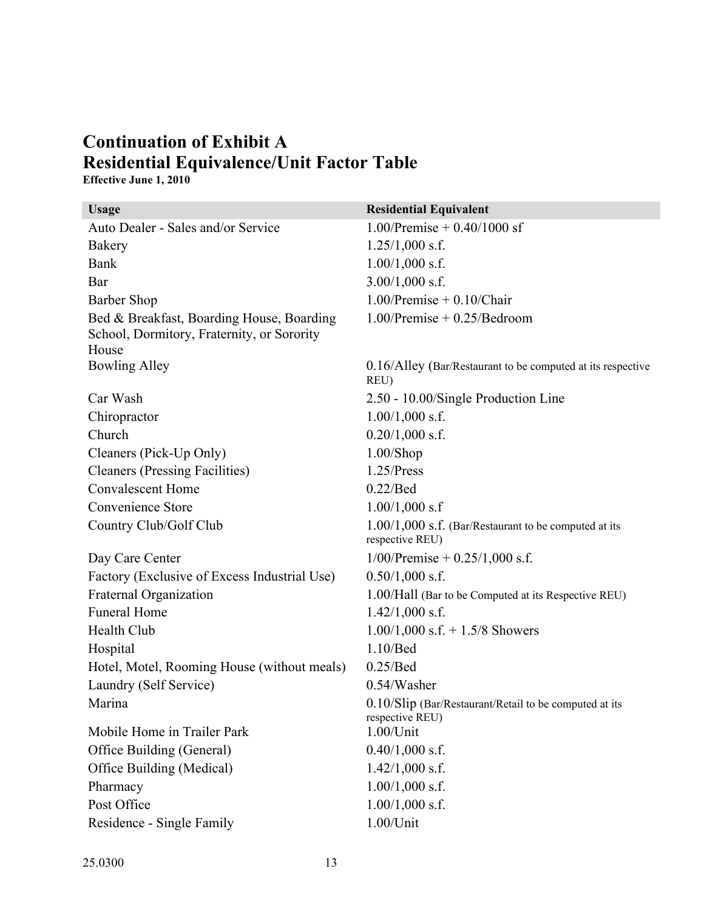# Continuation of Exhibit A

# Residential Equivalence/Unit Factor Table

**Effective June 1, 2010**

| Usage | Residential Equivalent |
|---|---|
| Auto Dealer - Sales and/or Service | 1.00/Premise + 0.40/1000 sf |
| Bakery | 1.25/1,000 s.f. |
| Bank | 1.00/1,000 s.f. |
| Bar | 3.00/1,000 s.f. |
| Barber Shop | 1.00/Premise + 0.10/Chair |
| Bed & Breakfast, Boarding House, Boarding School, Dormitory, Fraternity, or Sorority House | 1.00/Premise + 0.25/Bedroom |
| Bowling Alley | 0.16/Alley (Bar/Restaurant to be computed at its respective REU) |
| Car Wash | 2.50 - 10.00/Single Production Line |
| Chiropractor | 1.00/1,000 s.f. |
| Church | 0.20/1,000 s.f. |
| Cleaners (Pick-Up Only) | 1.00/Shop |
| Cleaners (Pressing Facilities) | 1.25/Press |
| Convalescent Home | 0.22/Bed |
| Convenience Store | 1.00/1,000 s.f |
| Country Club/Golf Club | 1.00/1,000 s.f. (Bar/Restaurant to be computed at its respective REU) |
| Day Care Center | 1/00/Premise + 0.25/1,000 s.f. |
| Factory (Exclusive of Excess Industrial Use) | 0.50/1,000 s.f. |
| Fraternal Organization | 1.00/Hall (Bar to be Computed at its Respective REU) |
| Funeral Home | 1.42/1,000 s.f. |
| Health Club | 1.00/1,000 s.f. + 1.5/8 Showers |
| Hospital | 1.10/Bed |
| Hotel, Motel, Rooming House (without meals) | 0.25/Bed |
| Laundry (Self Service) | 0.54/Washer |
| Marina | 0.10/Slip (Bar/Restaurant/Retail to be computed at its respective REU) |
| Mobile Home in Trailer Park | 1.00/Unit |
| Office Building (General) | 0.40/1,000 s.f. |
| Office Building (Medical) | 1.42/1,000 s.f. |
| Pharmacy | 1.00/1,000 s.f. |
| Post Office | 1.00/1,000 s.f. |
| Residence - Single Family | 1.00/Unit |

25.0300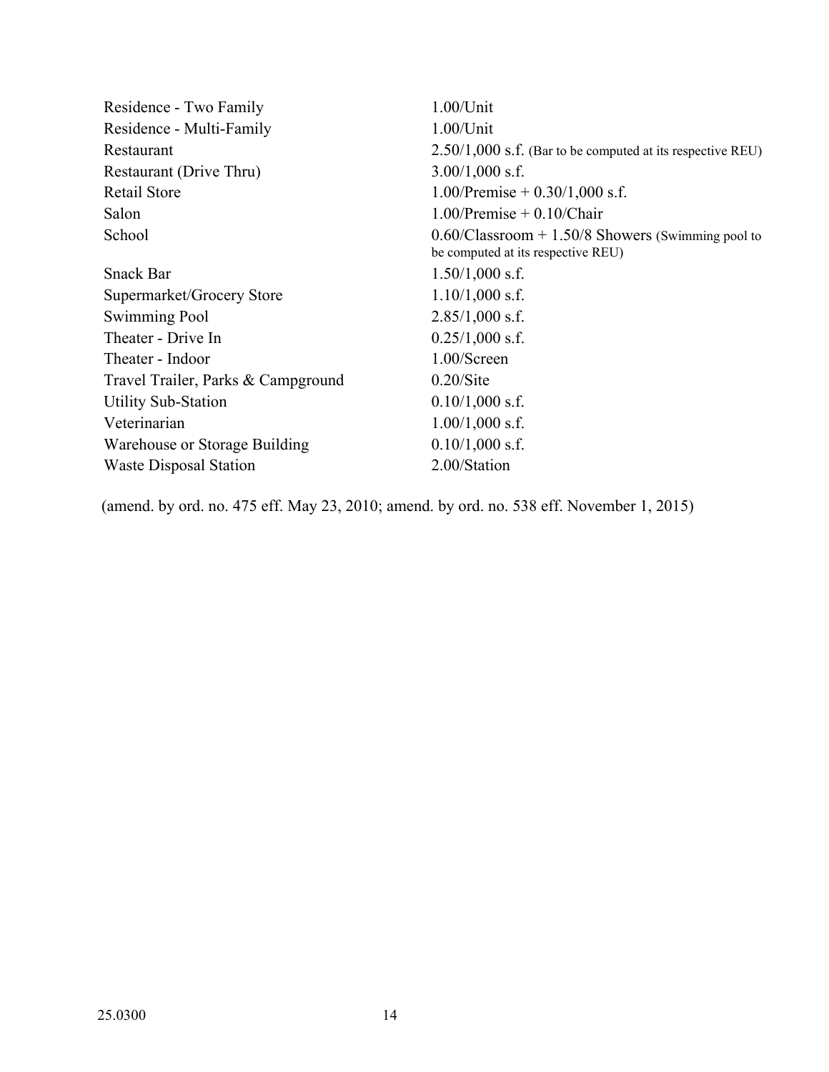| | |
|---|---|
| Residence - Two Family | 1.00/Unit |
| Residence - Multi-Family | 1.00/Unit |
| Restaurant | 2.50/1,000 s.f. (Bar to be computed at its respective REU) |
| Restaurant (Drive Thru) | 3.00/1,000 s.f. |
| Retail Store | 1.00/Premise + 0.30/1,000 s.f. |
| Salon | 1.00/Premise + 0.10/Chair |
| School | 0.60/Classroom + 1.50/8 Showers (Swimming pool to be computed at its respective REU) |
| Snack Bar | 1.50/1,000 s.f. |
| Supermarket/Grocery Store | 1.10/1,000 s.f. |
| Swimming Pool | 2.85/1,000 s.f. |
| Theater - Drive In | 0.25/1,000 s.f. |
| Theater - Indoor | 1.00/Screen |
| Travel Trailer, Parks & Campground | 0.20/Site |
| Utility Sub-Station | 0.10/1,000 s.f. |
| Veterinarian | 1.00/1,000 s.f. |
| Warehouse or Storage Building | 0.10/1,000 s.f. |
| Waste Disposal Station | 2.00/Station |

(amend. by ord. no. 475 eff. May 23, 2010; amend. by ord. no. 538 eff. November 1, 2015)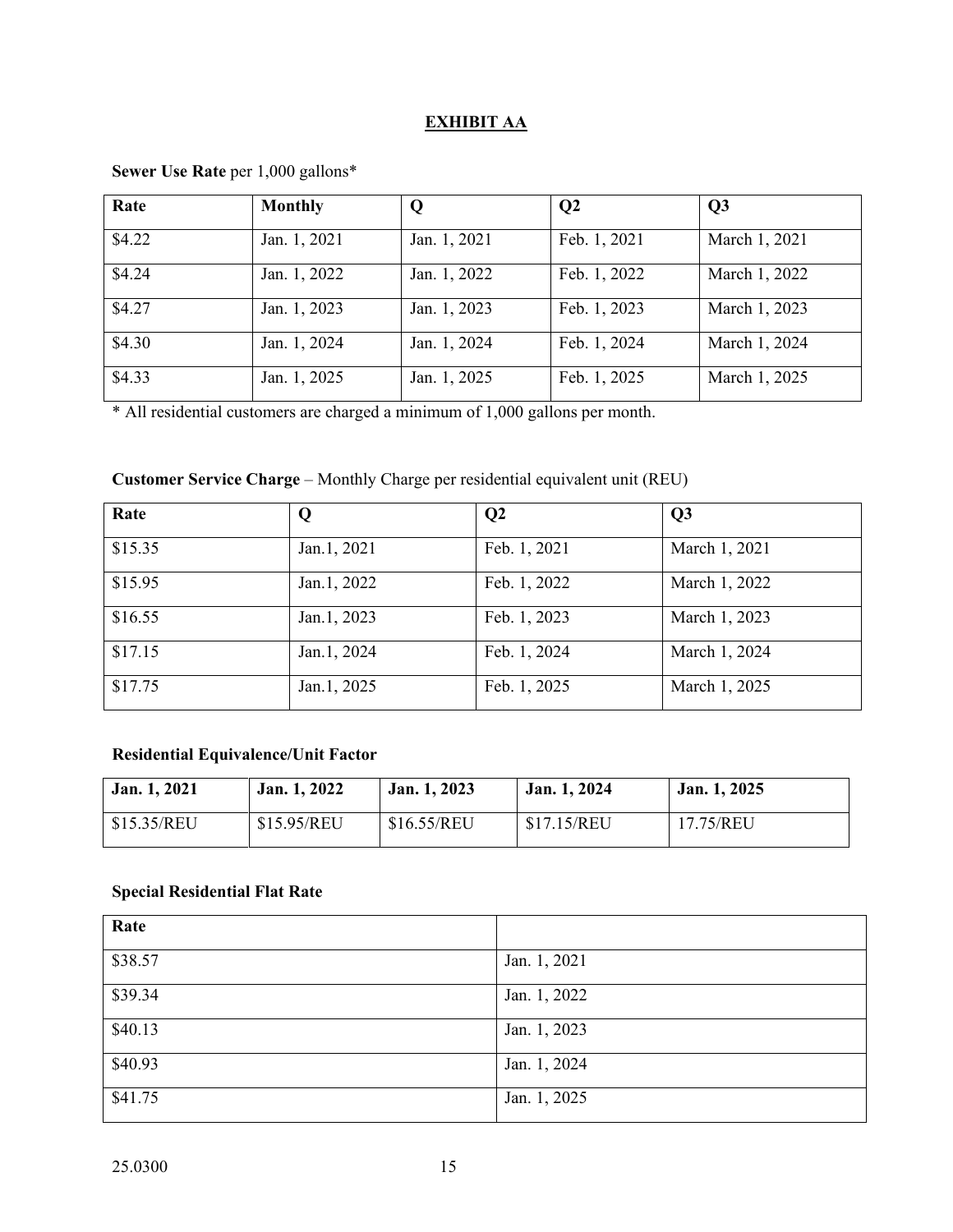## EXHIBIT AA

**Sewer Use Rate** per 1,000 gallons*

| Rate | Monthly | Q | Q2 | Q3 |
|---|---|---|---|---|
| $4.22 | Jan. 1, 2021 | Jan. 1, 2021 | Feb. 1, 2021 | March 1, 2021 |
| $4.24 | Jan. 1, 2022 | Jan. 1, 2022 | Feb. 1, 2022 | March 1, 2022 |
| $4.27 | Jan. 1, 2023 | Jan. 1, 2023 | Feb. 1, 2023 | March 1, 2023 |
| $4.30 | Jan. 1, 2024 | Jan. 1, 2024 | Feb. 1, 2024 | March 1, 2024 |
| $4.33 | Jan. 1, 2025 | Jan. 1, 2025 | Feb. 1, 2025 | March 1, 2025 |

* All residential customers are charged a minimum of 1,000 gallons per month.

**Customer Service Charge** – Monthly Charge per residential equivalent unit (REU)

| Rate | Q | Q2 | Q3 |
|---|---|---|---|
| $15.35 | Jan.1, 2021 | Feb. 1, 2021 | March 1, 2021 |
| $15.95 | Jan.1, 2022 | Feb. 1, 2022 | March 1, 2022 |
| $16.55 | Jan.1, 2023 | Feb. 1, 2023 | March 1, 2023 |
| $17.15 | Jan.1, 2024 | Feb. 1, 2024 | March 1, 2024 |
| $17.75 | Jan.1, 2025 | Feb. 1, 2025 | March 1, 2025 |

**Residential Equivalence/Unit Factor**

| Jan. 1, 2021 | Jan. 1, 2022 | Jan. 1, 2023 | Jan. 1, 2024 | Jan. 1, 2025 |
|---|---|---|---|---|
| $15.35/REU | $15.95/REU | $16.55/REU | $17.15/REU | 17.75/REU |

**Special Residential Flat Rate**

| Rate | |
|---|---|
| $38.57 | Jan. 1, 2021 |
| $39.34 | Jan. 1, 2022 |
| $40.13 | Jan. 1, 2023 |
| $40.93 | Jan. 1, 2024 |
| $41.75 | Jan. 1, 2025 |

25.0300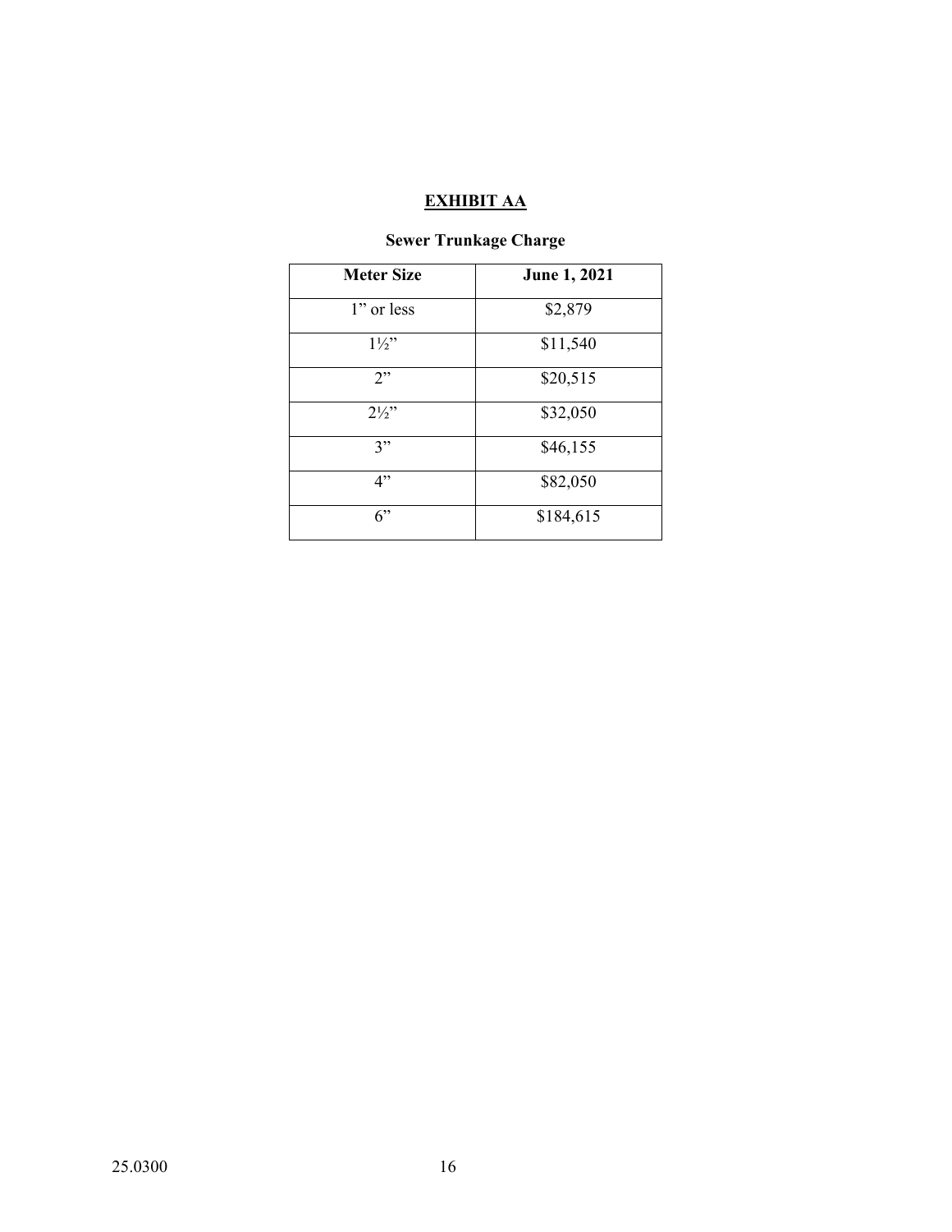## EXHIBIT AA

### Sewer Trunkage Charge

| Meter Size | June 1, 2021 |
|---|---|
| 1” or less | $2,879 |
| 1½” | $11,540 |
| 2” | $20,515 |
| 2½” | $32,050 |
| 3” | $46,155 |
| 4” | $82,050 |
| 6” | $184,615 |

25.0300